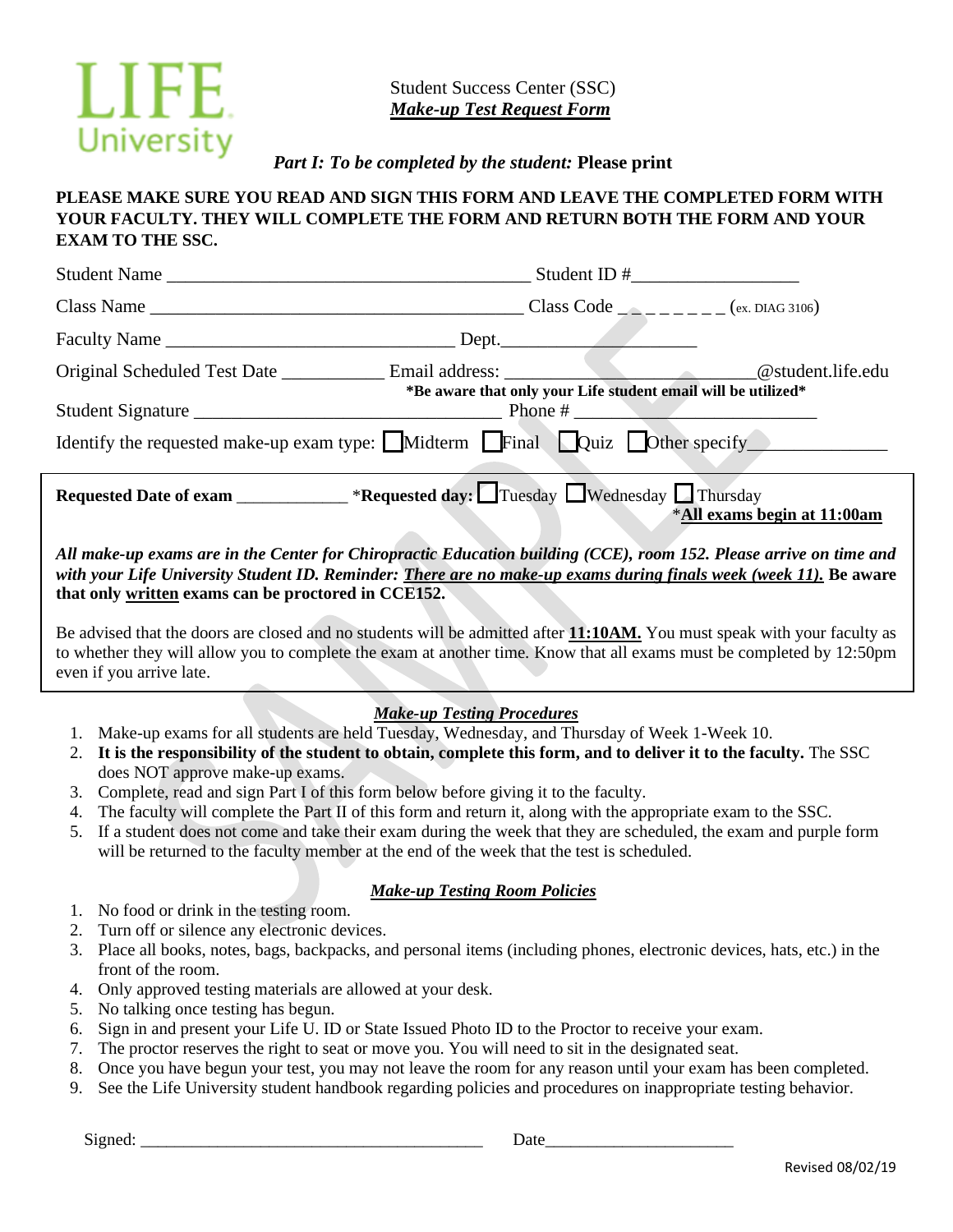LIFE University

Student Success Center (SSC)
***Make-up Test Request Form***

*Part I: To be completed by the student:* **Please print**

**PLEASE MAKE SURE YOU READ AND SIGN THIS FORM AND LEAVE THE COMPLETED FORM WITH YOUR FACULTY. THEY WILL COMPLETE THE FORM AND RETURN BOTH THE FORM AND YOUR EXAM TO THE SSC.**

Student Name ______________________________________ Student ID #_________________

Class Name ________________________________________ Class Code _ _ _ _ _ _ _ _ (ex. DIAG 3106)

Faculty Name ______________________________ Dept.____________________

Original Scheduled Test Date ___________ Email address: ________________________@student.life.edu

**\*Be aware that only your Life student email will be utilized\***

Student Signature ________________________________ Phone # ________________________

Identify the requested make-up exam type: ☐ Midterm ☐ Final ☐ Quiz ☐ Other specify______________

**Requested Date of exam** ____________ \***Requested day:** ☐ Tuesday ☐ Wednesday ☐ Thursday

\***All exams begin at 11:00am**

***All make-up exams are in the Center for Chiropractic Education building (CCE), room 152. Please arrive on time and with your Life University Student ID. Reminder: There are no make-up exams during finals week (week 11).*** **Be aware that only written exams can be proctored in CCE152.**

Be advised that the doors are closed and no students will be admitted after **11:10AM.** You must speak with your faculty as to whether they will allow you to complete the exam at another time. Know that all exams must be completed by 12:50pm even if you arrive late.

### *Make-up Testing Procedures*

1. Make-up exams for all students are held Tuesday, Wednesday, and Thursday of Week 1-Week 10.
2. **It is the responsibility of the student to obtain, complete this form, and to deliver it to the faculty.** The SSC does NOT approve make-up exams.
3. Complete, read and sign Part I of this form below before giving it to the faculty.
4. The faculty will complete the Part II of this form and return it, along with the appropriate exam to the SSC.
5. If a student does not come and take their exam during the week that they are scheduled, the exam and purple form will be returned to the faculty member at the end of the week that the test is scheduled.

### *Make-up Testing Room Policies*

1. No food or drink in the testing room.
2. Turn off or silence any electronic devices.
3. Place all books, notes, bags, backpacks, and personal items (including phones, electronic devices, hats, etc.) in the front of the room.
4. Only approved testing materials are allowed at your desk.
5. No talking once testing has begun.
6. Sign in and present your Life U. ID or State Issued Photo ID to the Proctor to receive your exam.
7. The proctor reserves the right to seat or move you. You will need to sit in the designated seat.
8. Once you have begun your test, you may not leave the room for any reason until your exam has been completed.
9. See the Life University student handbook regarding policies and procedures on inappropriate testing behavior.

Signed: ________________________________________ Date_____________________

Revised 08/02/19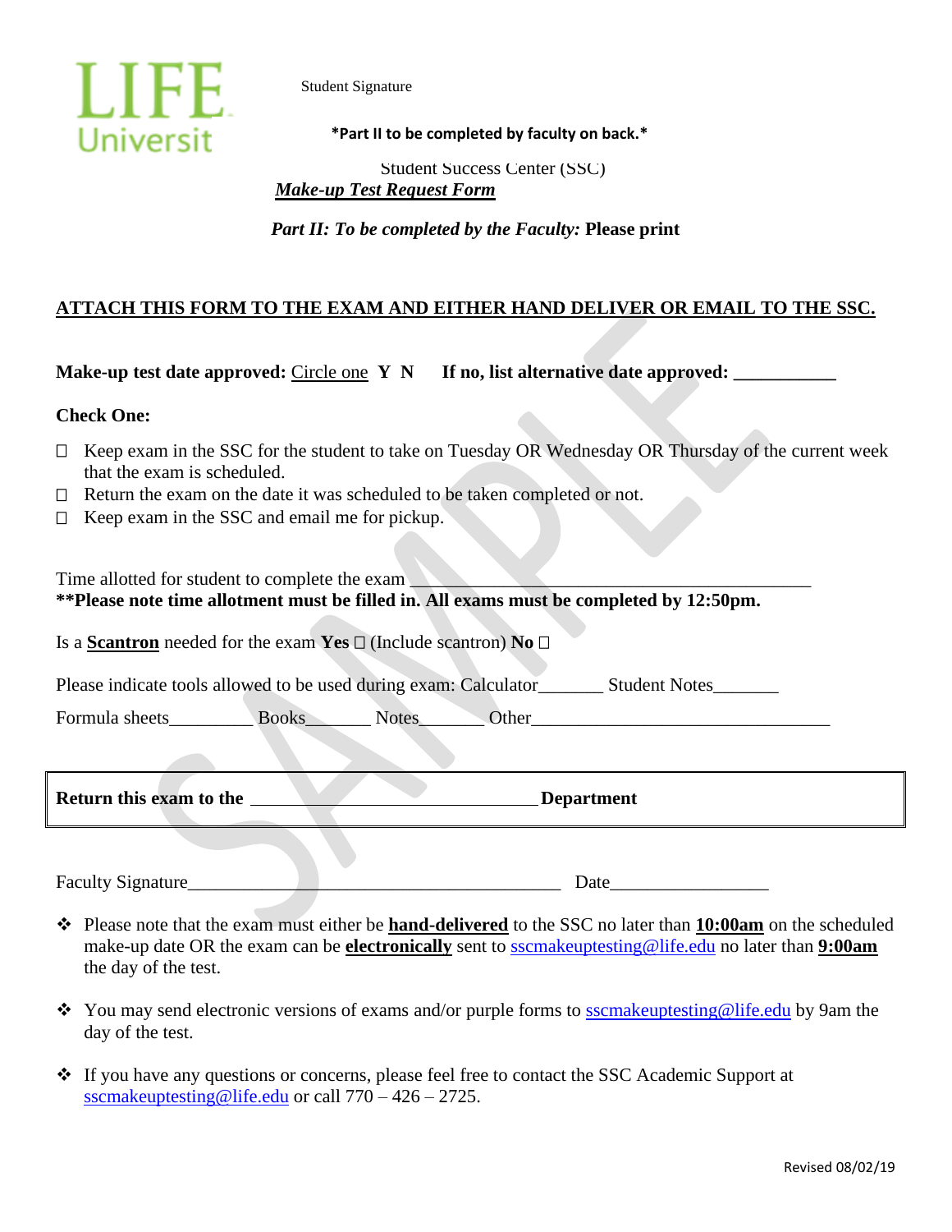LIFE University

Student Signature

**\*Part II to be completed by faculty on back.\***

Student Success Center (SSC)

***Make-up Test Request Form***

*Part II: To be completed by the Faculty:* **Please print**

**ATTACH THIS FORM TO THE EXAM AND EITHER HAND DELIVER OR EMAIL TO THE SSC.**

**Make-up test date approved:** Circle one **Y N** **If no, list alternative date approved: \_\_\_\_\_\_\_\_\_\_\_**

**Check One:**

- ☐ Keep exam in the SSC for the student to take on Tuesday OR Wednesday OR Thursday of the current week that the exam is scheduled.
- ☐ Return the exam on the date it was scheduled to be taken completed or not.
- ☐ Keep exam in the SSC and email me for pickup.

Time allotted for student to complete the exam \_\_\_\_\_\_\_\_\_\_\_\_\_\_\_\_\_\_\_\_\_\_\_\_\_\_\_\_\_\_\_\_\_\_\_\_\_\_\_\_\_\_\_\_\_\_
**\*\*Please note time allotment must be filled in. All exams must be completed by 12:50pm.**

Is a **Scantron** needed for the exam **Yes** ☐ (Include scantron) **No** ☐

Please indicate tools allowed to be used during exam: Calculator\_\_\_\_\_\_\_ Student Notes\_\_\_\_\_\_\_

Formula sheets\_\_\_\_\_\_\_\_\_ Books\_\_\_\_\_\_\_ Notes\_\_\_\_\_\_\_ Other\_\_\_\_\_\_\_\_\_\_\_\_\_\_\_\_\_\_\_\_\_\_\_\_\_\_\_\_\_\_\_\_

**Return this exam to the \_\_\_\_\_\_\_\_\_\_\_\_\_\_\_\_\_\_\_\_\_\_\_\_\_\_\_\_\_\_\_\_ Department**

Faculty Signature\_\_\_\_\_\_\_\_\_\_\_\_\_\_\_\_\_\_\_\_\_\_\_\_\_\_\_\_\_\_\_\_\_\_\_\_\_\_\_\_\_\_ Date\_\_\_\_\_\_\_\_\_\_\_\_\_\_\_\_\_

- Please note that the exam must either be **hand-delivered** to the SSC no later than **10:00am** on the scheduled make-up date OR the exam can be **electronically** sent to sscmakeuptesting@life.edu no later than **9:00am** the day of the test.
- You may send electronic versions of exams and/or purple forms to sscmakeuptesting@life.edu by 9am the day of the test.
- If you have any questions or concerns, please feel free to contact the SSC Academic Support at sscmakeuptesting@life.edu or call 770 – 426 – 2725.

Revised 08/02/19